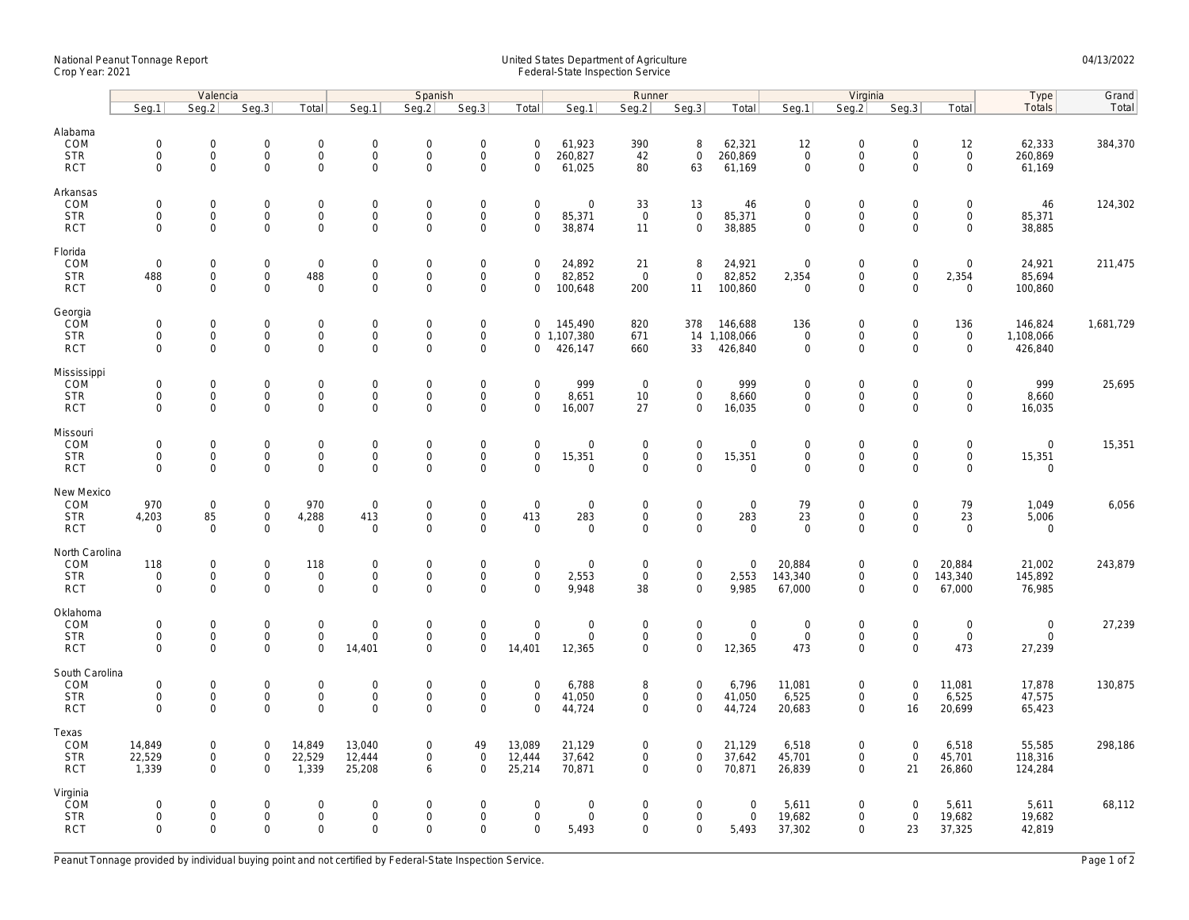National Peanut Tonnage Report
Crop Year: 2021

United States Department of Agriculture
Federal-State Inspection Service

04/13/2022

| | Valencia | | | | Spanish | | | | Runner | | | | Virginia | | | | Type | Grand |
|---|---|---|---|---|---|---|---|---|---|---|---|---|---|---|---|---|---|---|
| | Seg.1 | Seg.2 | Seg.3 | Total | Seg.1 | Seg.2 | Seg.3 | Total | Seg.1 | Seg.2 | Seg.3 | Total | Seg.1 | Seg.2 | Seg.3 | Total | Totals | Total |
| **Alabama** | | | | | | | | | | | | | | | | | | |
| COM | 0 | 0 | 0 | 0 | 0 | 0 | 0 | 0 | 61,923 | 390 | 8 | 62,321 | 12 | 0 | 0 | 12 | 62,333 | 384,370 |
| STR | 0 | 0 | 0 | 0 | 0 | 0 | 0 | 0 | 260,827 | 42 | 0 | 260,869 | 0 | 0 | 0 | 0 | 260,869 | |
| RCT | 0 | 0 | 0 | 0 | 0 | 0 | 0 | 0 | 61,025 | 80 | 63 | 61,169 | 0 | 0 | 0 | 0 | 61,169 | |
| **Arkansas** | | | | | | | | | | | | | | | | | | |
| COM | 0 | 0 | 0 | 0 | 0 | 0 | 0 | 0 | 0 | 33 | 13 | 46 | 0 | 0 | 0 | 0 | 46 | 124,302 |
| STR | 0 | 0 | 0 | 0 | 0 | 0 | 0 | 0 | 85,371 | 0 | 0 | 85,371 | 0 | 0 | 0 | 0 | 85,371 | |
| RCT | 0 | 0 | 0 | 0 | 0 | 0 | 0 | 0 | 38,874 | 11 | 0 | 38,885 | 0 | 0 | 0 | 0 | 38,885 | |
| **Florida** | | | | | | | | | | | | | | | | | | |
| COM | 0 | 0 | 0 | 0 | 0 | 0 | 0 | 0 | 24,892 | 21 | 8 | 24,921 | 0 | 0 | 0 | 0 | 24,921 | 211,475 |
| STR | 488 | 0 | 0 | 488 | 0 | 0 | 0 | 0 | 82,852 | 0 | 0 | 82,852 | 2,354 | 0 | 0 | 2,354 | 85,694 | |
| RCT | 0 | 0 | 0 | 0 | 0 | 0 | 0 | 0 | 100,648 | 200 | 11 | 100,860 | 0 | 0 | 0 | 0 | 100,860 | |
| **Georgia** | | | | | | | | | | | | | | | | | | |
| COM | 0 | 0 | 0 | 0 | 0 | 0 | 0 | 0 | 145,490 | 820 | 378 | 146,688 | 136 | 0 | 0 | 136 | 146,824 | 1,681,729 |
| STR | 0 | 0 | 0 | 0 | 0 | 0 | 0 | 0 | 1,107,380 | 671 | 14 | 1,108,066 | 0 | 0 | 0 | 0 | 1,108,066 | |
| RCT | 0 | 0 | 0 | 0 | 0 | 0 | 0 | 0 | 426,147 | 660 | 33 | 426,840 | 0 | 0 | 0 | 0 | 426,840 | |
| **Mississippi** | | | | | | | | | | | | | | | | | | |
| COM | 0 | 0 | 0 | 0 | 0 | 0 | 0 | 0 | 999 | 0 | 0 | 999 | 0 | 0 | 0 | 0 | 999 | 25,695 |
| STR | 0 | 0 | 0 | 0 | 0 | 0 | 0 | 0 | 8,651 | 10 | 0 | 8,660 | 0 | 0 | 0 | 0 | 8,660 | |
| RCT | 0 | 0 | 0 | 0 | 0 | 0 | 0 | 0 | 16,007 | 27 | 0 | 16,035 | 0 | 0 | 0 | 0 | 16,035 | |
| **Missouri** | | | | | | | | | | | | | | | | | | |
| COM | 0 | 0 | 0 | 0 | 0 | 0 | 0 | 0 | 0 | 0 | 0 | 0 | 0 | 0 | 0 | 0 | 0 | 15,351 |
| STR | 0 | 0 | 0 | 0 | 0 | 0 | 0 | 0 | 15,351 | 0 | 0 | 15,351 | 0 | 0 | 0 | 0 | 15,351 | |
| RCT | 0 | 0 | 0 | 0 | 0 | 0 | 0 | 0 | 0 | 0 | 0 | 0 | 0 | 0 | 0 | 0 | 0 | |
| **New Mexico** | | | | | | | | | | | | | | | | | | |
| COM | 970 | 0 | 0 | 970 | 0 | 0 | 0 | 0 | 0 | 0 | 0 | 0 | 79 | 0 | 0 | 79 | 1,049 | 6,056 |
| STR | 4,203 | 85 | 0 | 4,288 | 413 | 0 | 0 | 413 | 283 | 0 | 0 | 283 | 23 | 0 | 0 | 23 | 5,006 | |
| RCT | 0 | 0 | 0 | 0 | 0 | 0 | 0 | 0 | 0 | 0 | 0 | 0 | 0 | 0 | 0 | 0 | 0 | |
| **North Carolina** | | | | | | | | | | | | | | | | | | |
| COM | 118 | 0 | 0 | 118 | 0 | 0 | 0 | 0 | 0 | 0 | 0 | 0 | 20,884 | 0 | 0 | 20,884 | 21,002 | 243,879 |
| STR | 0 | 0 | 0 | 0 | 0 | 0 | 0 | 0 | 2,553 | 0 | 0 | 2,553 | 143,340 | 0 | 0 | 143,340 | 145,892 | |
| RCT | 0 | 0 | 0 | 0 | 0 | 0 | 0 | 0 | 9,948 | 38 | 0 | 9,985 | 67,000 | 0 | 0 | 67,000 | 76,985 | |
| **Oklahoma** | | | | | | | | | | | | | | | | | | |
| COM | 0 | 0 | 0 | 0 | 0 | 0 | 0 | 0 | 0 | 0 | 0 | 0 | 0 | 0 | 0 | 0 | 0 | 27,239 |
| STR | 0 | 0 | 0 | 0 | 0 | 0 | 0 | 0 | 0 | 0 | 0 | 0 | 0 | 0 | 0 | 0 | 0 | |
| RCT | 0 | 0 | 0 | 0 | 14,401 | 0 | 0 | 14,401 | 12,365 | 0 | 0 | 12,365 | 473 | 0 | 0 | 473 | 27,239 | |
| **South Carolina** | | | | | | | | | | | | | | | | | | |
| COM | 0 | 0 | 0 | 0 | 0 | 0 | 0 | 0 | 6,788 | 8 | 0 | 6,796 | 11,081 | 0 | 0 | 11,081 | 17,878 | 130,875 |
| STR | 0 | 0 | 0 | 0 | 0 | 0 | 0 | 0 | 41,050 | 0 | 0 | 41,050 | 6,525 | 0 | 0 | 6,525 | 47,575 | |
| RCT | 0 | 0 | 0 | 0 | 0 | 0 | 0 | 0 | 44,724 | 0 | 0 | 44,724 | 20,683 | 0 | 16 | 20,699 | 65,423 | |
| **Texas** | | | | | | | | | | | | | | | | | | |
| COM | 14,849 | 0 | 0 | 14,849 | 13,040 | 0 | 49 | 13,089 | 21,129 | 0 | 0 | 21,129 | 6,518 | 0 | 0 | 6,518 | 55,585 | 298,186 |
| STR | 22,529 | 0 | 0 | 22,529 | 12,444 | 0 | 0 | 12,444 | 37,642 | 0 | 0 | 37,642 | 45,701 | 0 | 0 | 45,701 | 118,316 | |
| RCT | 1,339 | 0 | 0 | 1,339 | 25,208 | 6 | 0 | 25,214 | 70,871 | 0 | 0 | 70,871 | 26,839 | 0 | 21 | 26,860 | 124,284 | |
| **Virginia** | | | | | | | | | | | | | | | | | | |
| COM | 0 | 0 | 0 | 0 | 0 | 0 | 0 | 0 | 0 | 0 | 0 | 0 | 5,611 | 0 | 0 | 5,611 | 5,611 | 68,112 |
| STR | 0 | 0 | 0 | 0 | 0 | 0 | 0 | 0 | 0 | 0 | 0 | 0 | 19,682 | 0 | 0 | 19,682 | 19,682 | |
| RCT | 0 | 0 | 0 | 0 | 0 | 0 | 0 | 0 | 5,493 | 0 | 0 | 5,493 | 37,302 | 0 | 23 | 37,325 | 42,819 | |

Peanut Tonnage provided by individual buying point and not certified by Federal-State Inspection Service.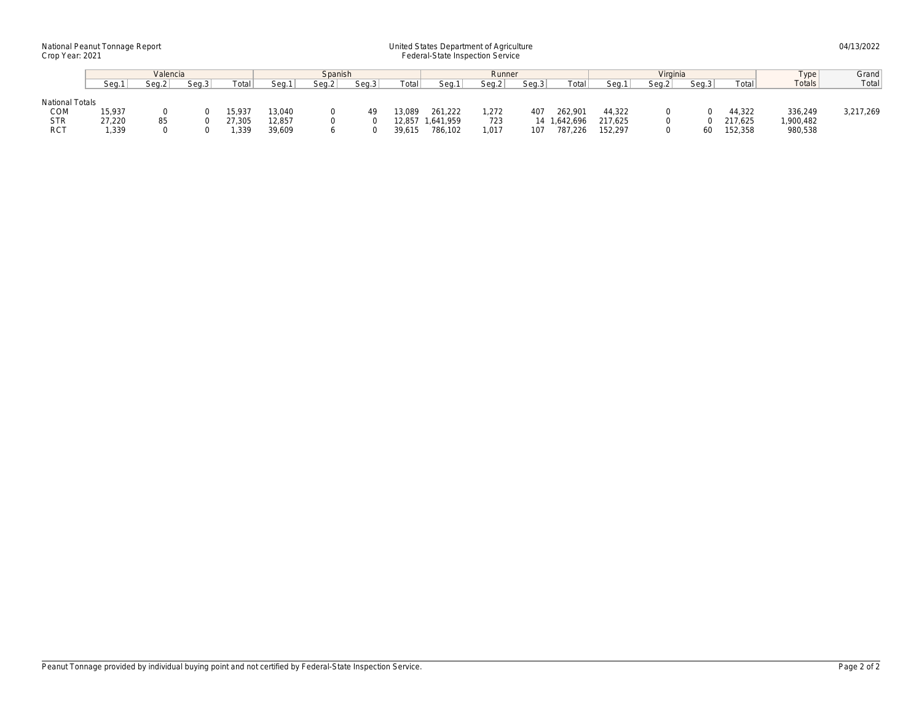National Peanut Tonnage Report
Crop Year: 2021

United States Department of Agriculture
Federal-State Inspection Service

04/13/2022

| | Valencia | | | | Spanish | | | | Runner | | | | Virginia | | | | Type | Grand |
|---|---|---|---|---|---|---|---|---|---|---|---|---|---|---|---|---|---|---|
| | Seg.1 | Seg.2 | Seg.3 | Total | Seg.1 | Seg.2 | Seg.3 | Total | Seg.1 | Seg.2 | Seg.3 | Total | Seg.1 | Seg.2 | Seg.3 | Total | Totals | Total |
| National Totals | | | | | | | | | | | | | | | | | | |
| COM | 15,937 | 0 | 0 | 15,937 | 13,040 | 0 | 49 | 13,089 | 261,222 | 1,272 | 407 | 262,901 | 44,322 | 0 | 0 | 44,322 | 336,249 | 3,217,269 |
| STR | 27,220 | 85 | 0 | 27,305 | 12,857 | 0 | 0 | 12,857 | 1,641,959 | 723 | 14 | 1,642,696 | 217,625 | 0 | 0 | 217,625 | 1,900,482 | |
| RCT | 1,339 | 0 | 0 | 1,339 | 39,609 | 6 | 0 | 39,615 | 786,102 | 1,017 | 107 | 787,226 | 152,297 | 0 | 60 | 152,358 | 980,538 | |

Peanut Tonnage provided by individual buying point and not certified by Federal-State Inspection Service.